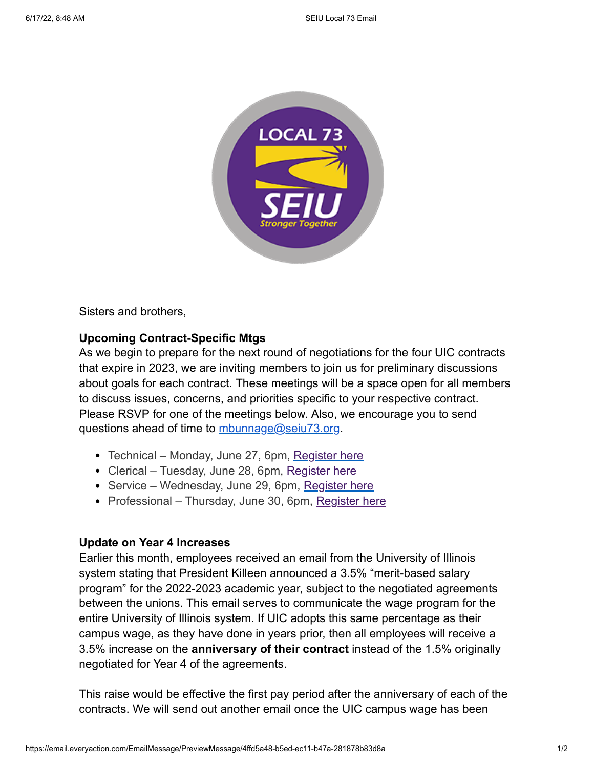Sisters and brothers,

**Upcoming Contract-Specific Mtgs**
As we begin to prepare for the next round of negotiations for the four UIC contracts that expire in 2023, we are inviting members to join us for preliminary discussions about goals for each contract. These meetings will be a space open for all members to discuss issues, concerns, and priorities specific to your respective contract. Please RSVP for one of the meetings below. Also, we encourage you to send questions ahead of time to mbunnage@seiu73.org.

- Technical – Monday, June 27, 6pm, Register here
- Clerical – Tuesday, June 28, 6pm, Register here
- Service – Wednesday, June 29, 6pm, Register here
- Professional – Thursday, June 30, 6pm, Register here

**Update on Year 4 Increases**
Earlier this month, employees received an email from the University of Illinois system stating that President Killeen announced a 3.5% "merit-based salary program" for the 2022-2023 academic year, subject to the negotiated agreements between the unions. This email serves to communicate the wage program for the entire University of Illinois system. If UIC adopts this same percentage as their campus wage, as they have done in years prior, then all employees will receive a 3.5% increase on the **anniversary of their contract** instead of the 1.5% originally negotiated for Year 4 of the agreements.

This raise would be effective the first pay period after the anniversary of each of the contracts. We will send out another email once the UIC campus wage has been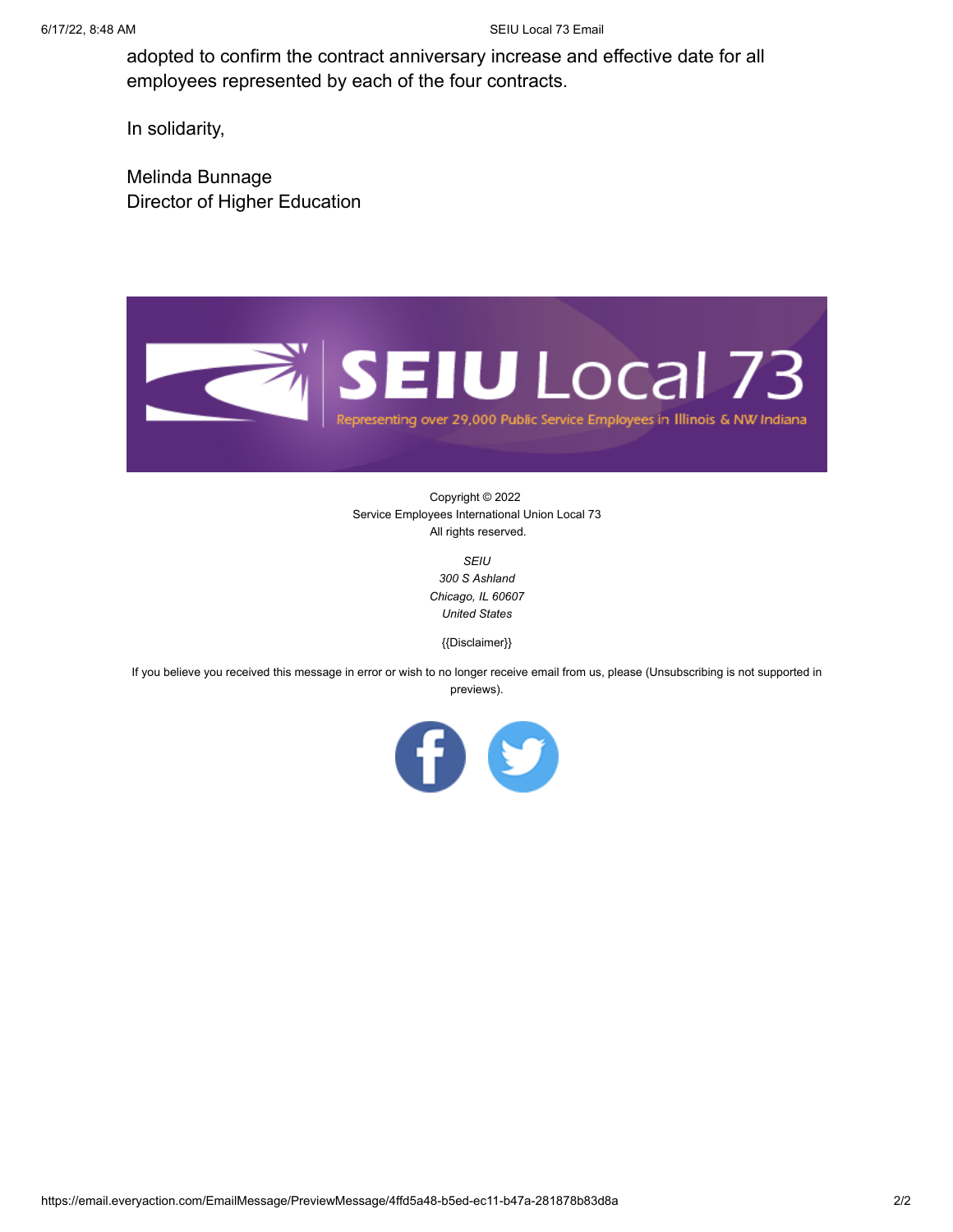adopted to confirm the contract anniversary increase and effective date for all employees represented by each of the four contracts.

In solidarity,

Melinda Bunnage
Director of Higher Education

SEIU Local 73

Representing over 29,000 Public Service Employees in Illinois & NW Indiana

Copyright © 2022
Service Employees International Union Local 73
All rights reserved.

*SEIU*
*300 S Ashland*
*Chicago, IL 60607*
*United States*

{{Disclaimer}}

If you believe you received this message in error or wish to no longer receive email from us, please (Unsubscribing is not supported in previews).